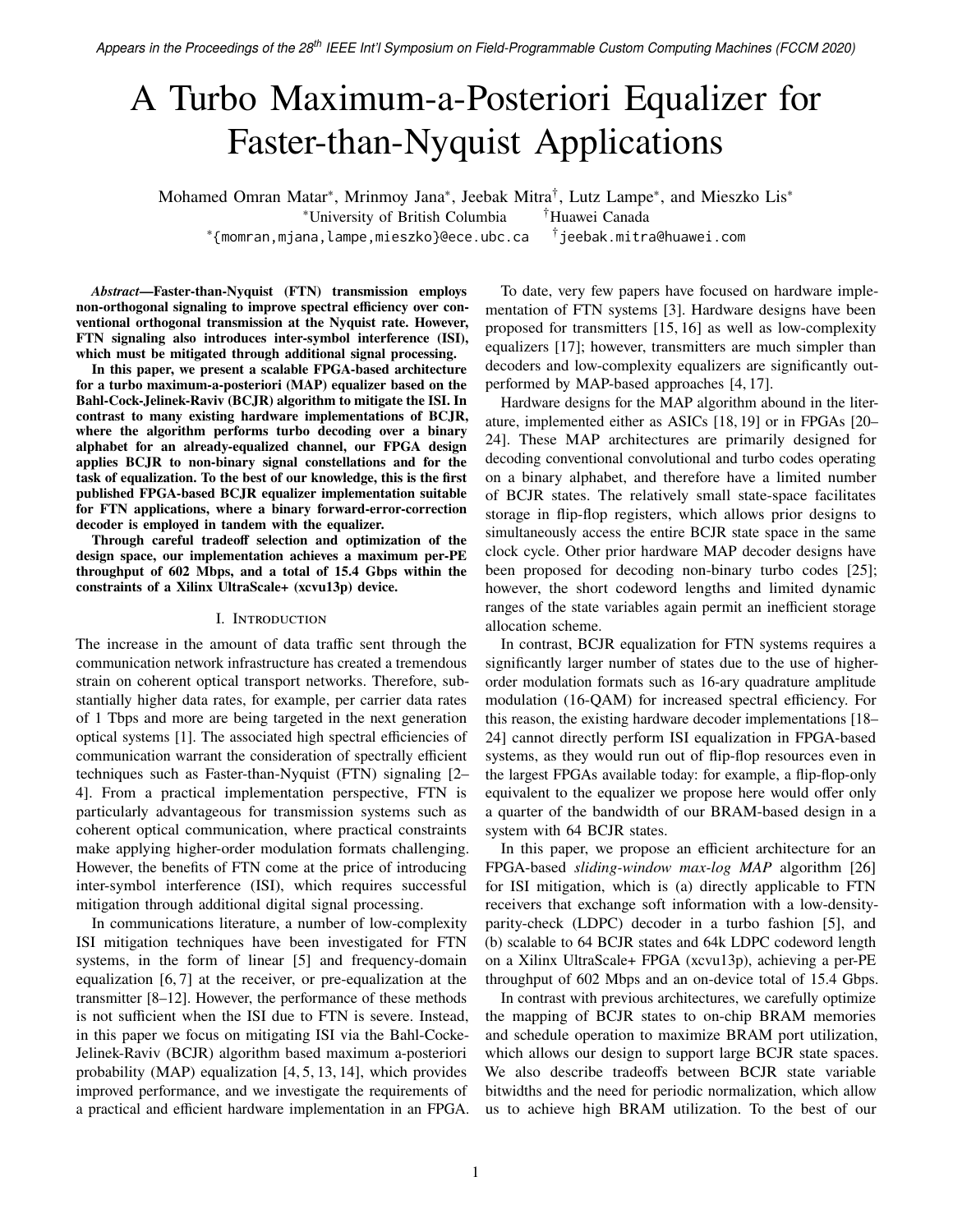# A Turbo Maximum-a-Posteriori Equalizer for Faster-than-Nyquist Applications

Mohamed Omran Matar*, Mrinmoy Jana*, Jeebak Mitra†, Lutz Lampe*, and Mieszko Lis*

*University of British Columbia †Huawei Canada

*{momran,mjana,lampe,mieszko}@ece.ubc.ca †jeebak.mitra@huawei.com

***Abstract*—Faster-than-Nyquist (FTN) transmission employs non-orthogonal signaling to improve spectral efficiency over conventional orthogonal transmission at the Nyquist rate. However, FTN signaling also introduces inter-symbol interference (ISI), which must be mitigated through additional signal processing.**

**In this paper, we present a scalable FPGA-based architecture for a turbo maximum-a-posteriori (MAP) equalizer based on the Bahl-Cock-Jelinek-Raviv (BCJR) algorithm to mitigate the ISI. In contrast to many existing hardware implementations of BCJR, where the algorithm performs turbo decoding over a binary alphabet for an already-equalized channel, our FPGA design applies BCJR to non-binary signal constellations and for the task of equalization. To the best of our knowledge, this is the first published FPGA-based BCJR equalizer implementation suitable for FTN applications, where a binary forward-error-correction decoder is employed in tandem with the equalizer.**

**Through careful tradeoff selection and optimization of the design space, our implementation achieves a maximum per-PE throughput of 602 Mbps, and a total of 15.4 Gbps within the constraints of a Xilinx UltraScale+ (xcvu13p) device.**

## I. Introduction

The increase in the amount of data traffic sent through the communication network infrastructure has created a tremendous strain on coherent optical transport networks. Therefore, substantially higher data rates, for example, per carrier data rates of 1 Tbps and more are being targeted in the next generation optical systems [1]. The associated high spectral efficiencies of communication warrant the consideration of spectrally efficient techniques such as Faster-than-Nyquist (FTN) signaling [2–4]. From a practical implementation perspective, FTN is particularly advantageous for transmission systems such as coherent optical communication, where practical constraints make applying higher-order modulation formats challenging. However, the benefits of FTN come at the price of introducing inter-symbol interference (ISI), which requires successful mitigation through additional digital signal processing.

In communications literature, a number of low-complexity ISI mitigation techniques have been investigated for FTN systems, in the form of linear [5] and frequency-domain equalization [6, 7] at the receiver, or pre-equalization at the transmitter [8–12]. However, the performance of these methods is not sufficient when the ISI due to FTN is severe. Instead, in this paper we focus on mitigating ISI via the Bahl-Cocke-Jelinek-Raviv (BCJR) algorithm based maximum a-posteriori probability (MAP) equalization [4, 5, 13, 14], which provides improved performance, and we investigate the requirements of a practical and efficient hardware implementation in an FPGA.

To date, very few papers have focused on hardware implementation of FTN systems [3]. Hardware designs have been proposed for transmitters [15, 16] as well as low-complexity equalizers [17]; however, transmitters are much simpler than decoders and low-complexity equalizers are significantly outperformed by MAP-based approaches [4, 17].

Hardware designs for the MAP algorithm abound in the literature, implemented either as ASICs [18, 19] or in FPGAs [20–24]. These MAP architectures are primarily designed for decoding conventional convolutional and turbo codes operating on a binary alphabet, and therefore have a limited number of BCJR states. The relatively small state-space facilitates storage in flip-flop registers, which allows prior designs to simultaneously access the entire BCJR state space in the same clock cycle. Other prior hardware MAP decoder designs have been proposed for decoding non-binary turbo codes [25]; however, the short codeword lengths and limited dynamic ranges of the state variables again permit an inefficient storage allocation scheme.

In contrast, BCJR equalization for FTN systems requires a significantly larger number of states due to the use of higher-order modulation formats such as 16-ary quadrature amplitude modulation (16-QAM) for increased spectral efficiency. For this reason, the existing hardware decoder implementations [18–24] cannot directly perform ISI equalization in FPGA-based systems, as they would run out of flip-flop resources even in the largest FPGAs available today: for example, a flip-flop-only equivalent to the equalizer we propose here would offer only a quarter of the bandwidth of our BRAM-based design in a system with 64 BCJR states.

In this paper, we propose an efficient architecture for an FPGA-based *sliding-window max-log MAP* algorithm [26] for ISI mitigation, which is (a) directly applicable to FTN receivers that exchange soft information with a low-density-parity-check (LDPC) decoder in a turbo fashion [5], and (b) scalable to 64 BCJR states and 64k LDPC codeword length on a Xilinx UltraScale+ FPGA (xcvu13p), achieving a per-PE throughput of 602 Mbps and an on-device total of 15.4 Gbps.

In contrast with previous architectures, we carefully optimize the mapping of BCJR states to on-chip BRAM memories and schedule operation to maximize BRAM port utilization, which allows our design to support large BCJR state spaces. We also describe tradeoffs between BCJR state variable bitwidths and the need for periodic normalization, which allow us to achieve high BRAM utilization. To the best of our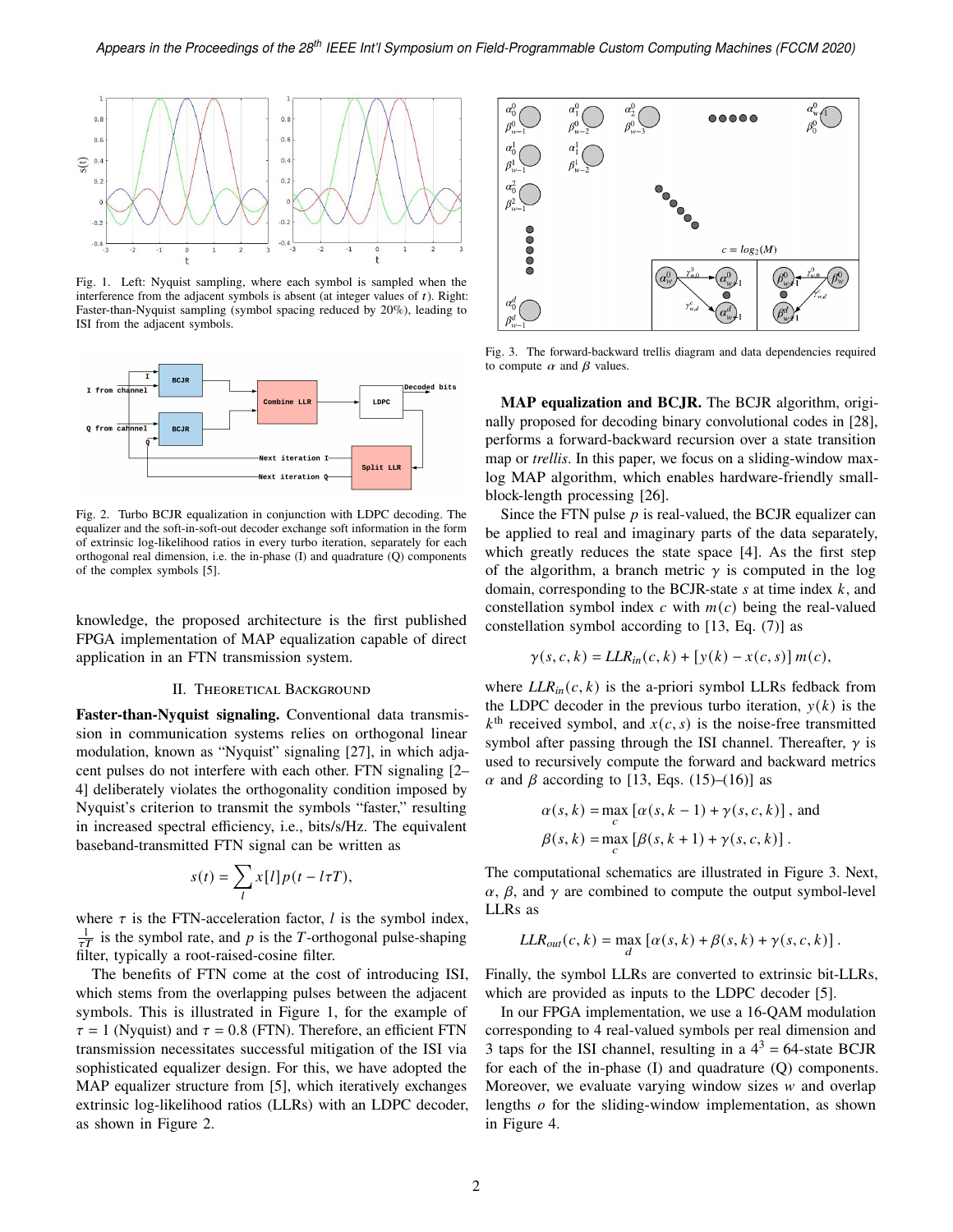Fig. 1. Left: Nyquist sampling, where each symbol is sampled when the interference from the adjacent symbols is absent (at integer values of $t$). Right: Faster-than-Nyquist sampling (symbol spacing reduced by 20%), leading to ISI from the adjacent symbols.

Fig. 2. Turbo BCJR equalization in conjunction with LDPC decoding. The equalizer and the soft-in-soft-out decoder exchange soft information in the form of extrinsic log-likelihood ratios in every turbo iteration, separately for each orthogonal real dimension, i.e. the in-phase (I) and quadrature (Q) components of the complex symbols [5].

knowledge, the proposed architecture is the first published FPGA implementation of MAP equalization capable of direct application in an FTN transmission system.

## II. Theoretical Background

**Faster-than-Nyquist signaling.** Conventional data transmission in communication systems relies on orthogonal linear modulation, known as "Nyquist" signaling [27], in which adjacent pulses do not interfere with each other. FTN signaling [2–4] deliberately violates the orthogonality condition imposed by Nyquist's criterion to transmit the symbols "faster," resulting in increased spectral efficiency, i.e., bits/s/Hz. The equivalent baseband-transmitted FTN signal can be written as

$$s(t) = \sum_{l} x[l] p(t - l\tau T),$$

where $\tau$ is the FTN-acceleration factor, $l$ is the symbol index, $\frac{1}{\tau T}$ is the symbol rate, and $p$ is the $T$-orthogonal pulse-shaping filter, typically a root-raised-cosine filter.

The benefits of FTN come at the cost of introducing ISI, which stems from the overlapping pulses between the adjacent symbols. This is illustrated in Figure 1, for the example of $\tau = 1$ (Nyquist) and $\tau = 0.8$ (FTN). Therefore, an efficient FTN transmission necessitates successful mitigation of the ISI via sophisticated equalizer design. For this, we have adopted the MAP equalizer structure from [5], which iteratively exchanges extrinsic log-likelihood ratios (LLRs) with an LDPC decoder, as shown in Figure 2.

Fig. 3. The forward-backward trellis diagram and data dependencies required to compute $\alpha$ and $\beta$ values.

**MAP equalization and BCJR.** The BCJR algorithm, originally proposed for decoding binary convolutional codes in [28], performs a forward-backward recursion over a state transition map or *trellis*. In this paper, we focus on a sliding-window max-log MAP algorithm, which enables hardware-friendly small-block-length processing [26].

Since the FTN pulse $p$ is real-valued, the BCJR equalizer can be applied to real and imaginary parts of the data separately, which greatly reduces the state space [4]. As the first step of the algorithm, a branch metric $\gamma$ is computed in the log domain, corresponding to the BCJR-state $s$ at time index $k$, and constellation symbol index $c$ with $m(c)$ being the real-valued constellation symbol according to [13, Eq. (7)] as

$$\gamma(s, c, k) = LLR_{in}(c, k) + [y(k) - x(c, s)]\, m(c),$$

where $LLR_{in}(c, k)$ is the a-priori symbol LLRs fedback from the LDPC decoder in the previous turbo iteration, $y(k)$ is the $k^{\text{th}}$ received symbol, and $x(c, s)$ is the noise-free transmitted symbol after passing through the ISI channel. Thereafter, $\gamma$ is used to recursively compute the forward and backward metrics $\alpha$ and $\beta$ according to [13, Eqs. (15)–(16)] as

$$\alpha(s, k) = \max_{c} \left[\alpha(s, k-1) + \gamma(s, c, k)\right], \text{ and}$$
$$\beta(s, k) = \max_{c} \left[\beta(s, k+1) + \gamma(s, c, k)\right].$$

The computational schematics are illustrated in Figure 3. Next, $\alpha$, $\beta$, and $\gamma$ are combined to compute the output symbol-level LLRs as

$$LLR_{out}(c, k) = \max_{d} \left[\alpha(s, k) + \beta(s, k) + \gamma(s, c, k)\right].$$

Finally, the symbol LLRs are converted to extrinsic bit-LLRs, which are provided as inputs to the LDPC decoder [5].

In our FPGA implementation, we use a 16-QAM modulation corresponding to 4 real-valued symbols per real dimension and 3 taps for the ISI channel, resulting in a $4^3 = 64$-state BCJR for each of the in-phase (I) and quadrature (Q) components. Moreover, we evaluate varying window sizes $w$ and overlap lengths $o$ for the sliding-window implementation, as shown in Figure 4.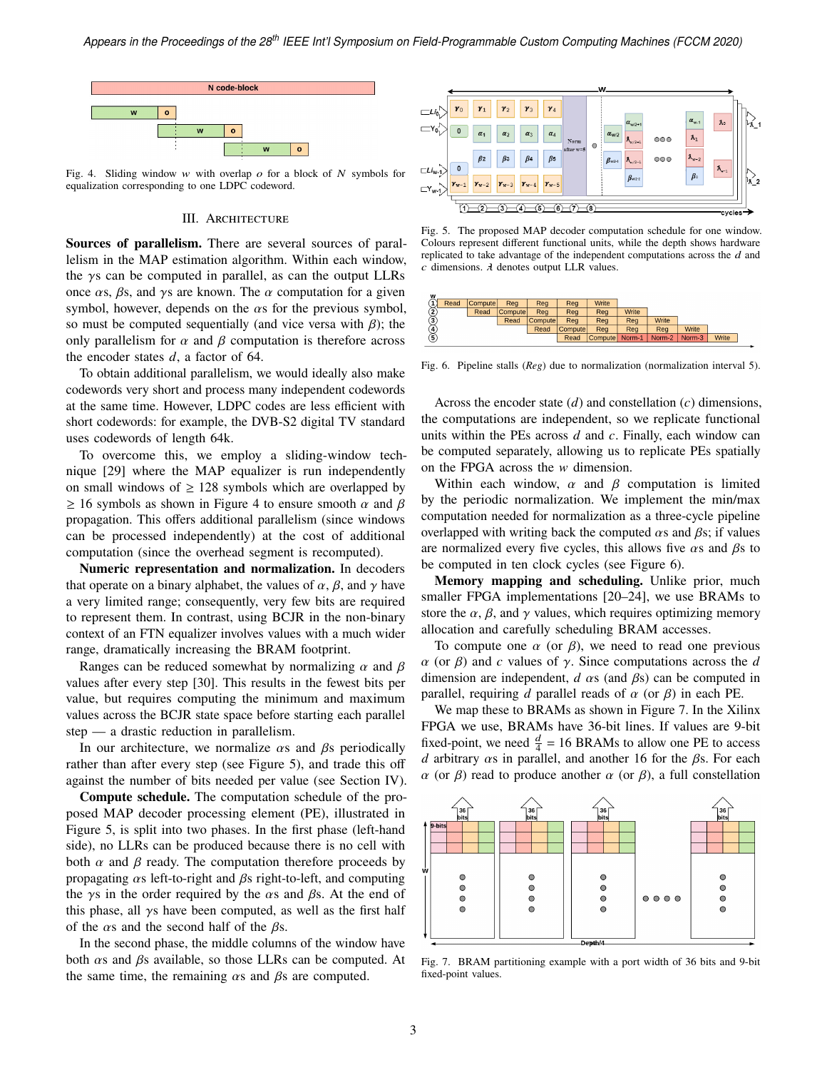Fig. 4. Sliding window $w$ with overlap $o$ for a block of $N$ symbols for equalization corresponding to one LDPC codeword.

## III. Architecture

**Sources of parallelism.** There are several sources of parallelism in the MAP estimation algorithm. Within each window, the $\gamma$s can be computed in parallel, as can the output LLRs once $\alpha$s, $\beta$s, and $\gamma$s are known. The $\alpha$ computation for a given symbol, however, depends on the $\alpha$s for the previous symbol, so must be computed sequentially (and vice versa with $\beta$); the only parallelism for $\alpha$ and $\beta$ computation is therefore across the encoder states $d$, a factor of 64.

To obtain additional parallelism, we would ideally also make codewords very short and process many independent codewords at the same time. However, LDPC codes are less efficient with short codewords: for example, the DVB-S2 digital TV standard uses codewords of length 64k.

To overcome this, we employ a sliding-window technique [29] where the MAP equalizer is run independently on small windows of $\geq 128$ symbols which are overlapped by $\geq 16$ symbols as shown in Figure 4 to ensure smooth $\alpha$ and $\beta$ propagation. This offers additional parallelism (since windows can be processed independently) at the cost of additional computation (since the overhead segment is recomputed).

**Numeric representation and normalization.** In decoders that operate on a binary alphabet, the values of $\alpha$, $\beta$, and $\gamma$ have a very limited range; consequently, very few bits are required to represent them. In contrast, using BCJR in the non-binary context of an FTN equalizer involves values with a much wider range, dramatically increasing the BRAM footprint.

Ranges can be reduced somewhat by normalizing $\alpha$ and $\beta$ values after every step [30]. This results in the fewest bits per value, but requires computing the minimum and maximum values across the BCJR state space before starting each parallel step — a drastic reduction in parallelism.

In our architecture, we normalize $\alpha$s and $\beta$s periodically rather than after every step (see Figure 5), and trade this off against the number of bits needed per value (see Section IV).

**Compute schedule.** The computation schedule of the proposed MAP decoder processing element (PE), illustrated in Figure 5, is split into two phases. In the first phase (left-hand side), no LLRs can be produced because there is no cell with both $\alpha$ and $\beta$ ready. The computation therefore proceeds by propagating $\alpha$s left-to-right and $\beta$s right-to-left, and computing the $\gamma$s in the order required by the $\alpha$s and $\beta$s. At the end of this phase, all $\gamma$s have been computed, as well as the first half of the $\alpha$s and the second half of the $\beta$s.

In the second phase, the middle columns of the window have both $\alpha$s and $\beta$s available, so those LLRs can be computed. At the same time, the remaining $\alpha$s and $\beta$s are computed.

Fig. 5. The proposed MAP decoder computation schedule for one window. Colours represent different functional units, while the depth shows hardware replicated to take advantage of the independent computations across the $d$ and $c$ dimensions. $\lambda$ denotes output LLR values.

| w | | | | | | | | | | |
|---|---|---|---|---|---|---|---|---|---|---|
| 1 | Read | Compute | Reg | Reg | Reg | Write | | | | |
| 2 | | Read | Compute | Reg | Reg | Reg | Write | | | |
| 3 | | | Read | Compute | Reg | Reg | Reg | Write | | |
| 4 | | | | Read | Compute | Reg | Reg | Reg | Write | |
| 5 | | | | | Read | Compute | Norm-1 | Norm-2 | Norm-3 | Write |

Fig. 6. Pipeline stalls (*Reg*) due to normalization (normalization interval 5).

Across the encoder state ($d$) and constellation ($c$) dimensions, the computations are independent, so we replicate functional units within the PEs across $d$ and $c$. Finally, each window can be computed separately, allowing us to replicate PEs spatially on the FPGA across the $w$ dimension.

Within each window, $\alpha$ and $\beta$ computation is limited by the periodic normalization. We implement the min/max computation needed for normalization as a three-cycle pipeline overlapped with writing back the computed $\alpha$s and $\beta$s; if values are normalized every five cycles, this allows five $\alpha$s and $\beta$s to be computed in ten clock cycles (see Figure 6).

**Memory mapping and scheduling.** Unlike prior, much smaller FPGA implementations [20–24], we use BRAMs to store the $\alpha$, $\beta$, and $\gamma$ values, which requires optimizing memory allocation and carefully scheduling BRAM accesses.

To compute one $\alpha$ (or $\beta$), we need to read one previous $\alpha$ (or $\beta$) and $c$ values of $\gamma$. Since computations across the $d$ dimension are independent, $d$ $\alpha$s (and $\beta$s) can be computed in parallel, requiring $d$ parallel reads of $\alpha$ (or $\beta$) in each PE.

We map these to BRAMs as shown in Figure 7. In the Xilinx FPGA we use, BRAMs have 36-bit lines. If values are 9-bit fixed-point, we need $\frac{d}{4} = 16$ BRAMs to allow one PE to access $d$ arbitrary $\alpha$s in parallel, and another 16 for the $\beta$s. For each $\alpha$ (or $\beta$) read to produce another $\alpha$ (or $\beta$), a full constellation

Fig. 7. BRAM partitioning example with a port width of 36 bits and 9-bit fixed-point values.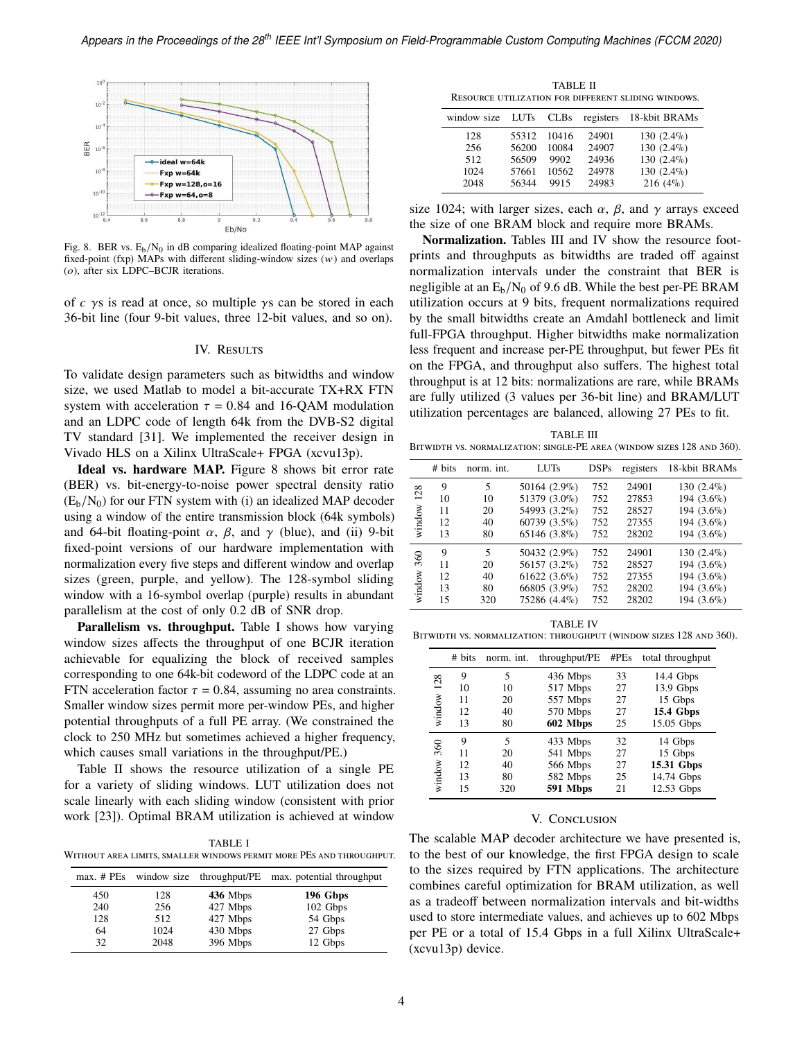Fig. 8. BER vs. $E_b/N_0$ in dB comparing idealized floating-point MAP against fixed-point (fxp) MAPs with different sliding-window sizes ($w$) and overlaps ($o$), after six LDPC–BCJR iterations.

of $c$ $\gamma$s is read at once, so multiple $\gamma$s can be stored in each 36-bit line (four 9-bit values, three 12-bit values, and so on).

## IV. Results

To validate design parameters such as bitwidths and window size, we used Matlab to model a bit-accurate TX+RX FTN system with acceleration $\tau = 0.84$ and 16-QAM modulation and an LDPC code of length 64k from the DVB-S2 digital TV standard [31]. We implemented the receiver design in Vivado HLS on a Xilinx UltraScale+ FPGA (xcvu13p).

**Ideal vs. hardware MAP.** Figure 8 shows bit error rate (BER) vs. bit-energy-to-noise power spectral density ratio ($E_b/N_0$) for our FTN system with (i) an idealized MAP decoder using a window of the entire transmission block (64k symbols) and 64-bit floating-point $\alpha$, $\beta$, and $\gamma$ (blue), and (ii) 9-bit fixed-point versions of our hardware implementation with normalization every five steps and different window and overlap sizes (green, purple, and yellow). The 128-symbol sliding window with a 16-symbol overlap (purple) results in abundant parallelism at the cost of only 0.2 dB of SNR drop.

**Parallelism vs. throughput.** Table I shows how varying window sizes affects the throughput of one BCJR iteration achievable for equalizing the block of received samples corresponding to one 64k-bit codeword of the LDPC code at an FTN acceleration factor $\tau = 0.84$, assuming no area constraints. Smaller window sizes permit more per-window PEs, and higher potential throughputs of a full PE array. (We constrained the clock to 250 MHz but sometimes achieved a higher frequency, which causes small variations in the throughput/PE.)

Table II shows the resource utilization of a single PE for a variety of sliding windows. LUT utilization does not scale linearly with each sliding window (consistent with prior work [23]). Optimal BRAM utilization is achieved at window size 1024; with larger sizes, each $\alpha$, $\beta$, and $\gamma$ arrays exceed the size of one BRAM block and require more BRAMs.

TABLE I
WITHOUT AREA LIMITS, SMALLER WINDOWS PERMIT MORE PES AND THROUGHPUT.

| max. # PEs | window size | throughput/PE | max. potential throughput |
|---|---|---|---|
| 450 | 128 | **436** Mbps | **196 Gbps** |
| 240 | 256 | 427 Mbps | 102 Gbps |
| 128 | 512 | 427 Mbps | 54 Gbps |
| 64 | 1024 | 430 Mbps | 27 Gbps |
| 32 | 2048 | 396 Mbps | 12 Gbps |

TABLE II
RESOURCE UTILIZATION FOR DIFFERENT SLIDING WINDOWS.

| window size | LUTs | CLBs | registers | 18-kbit BRAMs |
|---|---|---|---|---|
| 128 | 55312 | 10416 | 24901 | 130 (2.4%) |
| 256 | 56200 | 10084 | 24907 | 130 (2.4%) |
| 512 | 56509 | 9902 | 24936 | 130 (2.4%) |
| 1024 | 57661 | 10562 | 24978 | 130 (2.4%) |
| 2048 | 56344 | 9915 | 24983 | 216 (4%) |

**Normalization.** Tables III and IV show the resource footprints and throughputs as bitwidths are traded off against normalization intervals under the constraint that BER is negligible at an $E_b/N_0$ of 9.6 dB. While the best per-PE BRAM utilization occurs at 9 bits, frequent normalizations required by the small bitwidths create an Amdahl bottleneck and limit full-FPGA throughput. Higher bitwidths make normalization less frequent and increase per-PE throughput, but fewer PEs fit on the FPGA, and throughput also suffers. The highest total throughput is at 12 bits: normalizations are rare, while BRAMs are fully utilized (3 values per 36-bit line) and BRAM/LUT utilization percentages are balanced, allowing 27 PEs to fit.

TABLE III
BITWIDTH VS. NORMALIZATION: SINGLE-PE AREA (WINDOW SIZES 128 AND 360).

| | # bits | norm. int. | LUTs | DSPs | registers | 18-kbit BRAMs |
|---|---|---|---|---|---|---|
| window 128 | 9 | 5 | 50164 (2.9%) | 752 | 24901 | 130 (2.4%) |
| | 10 | 10 | 51379 (3.0%) | 752 | 27853 | 194 (3.6%) |
| | 11 | 20 | 54993 (3.2%) | 752 | 28527 | 194 (3.6%) |
| | 12 | 40 | 60739 (3.5%) | 752 | 27355 | 194 (3.6%) |
| | 13 | 80 | 65146 (3.8%) | 752 | 28202 | 194 (3.6%) |
| window 360 | 9 | 5 | 50432 (2.9%) | 752 | 24901 | 130 (2.4%) |
| | 11 | 20 | 56157 (3.2%) | 752 | 28527 | 194 (3.6%) |
| | 12 | 40 | 61622 (3.6%) | 752 | 27355 | 194 (3.6%) |
| | 13 | 80 | 66805 (3.9%) | 752 | 28202 | 194 (3.6%) |
| | 15 | 320 | 75286 (4.4%) | 752 | 28202 | 194 (3.6%) |

TABLE IV
BITWIDTH VS. NORMALIZATION: THROUGHPUT (WINDOW SIZES 128 AND 360).

| | # bits | norm. int. | throughput/PE | #PEs | total throughput |
|---|---|---|---|---|---|
| window 128 | 9 | 5 | 436 Mbps | 33 | 14.4 Gbps |
| | 10 | 10 | 517 Mbps | 27 | 13.9 Gbps |
| | 11 | 20 | 557 Mbps | 27 | 15 Gbps |
| | 12 | 40 | 570 Mbps | 27 | **15.4 Gbps** |
| | 13 | 80 | **602 Mbps** | 25 | 15.05 Gbps |
| window 360 | 9 | 5 | 433 Mbps | 32 | 14 Gbps |
| | 11 | 20 | 541 Mbps | 27 | 15 Gbps |
| | 12 | 40 | 566 Mbps | 27 | **15.31 Gbps** |
| | 13 | 80 | 582 Mbps | 25 | 14.74 Gbps |
| | 15 | 320 | **591 Mbps** | 21 | 12.53 Gbps |

## V. Conclusion

The scalable MAP decoder architecture we have presented is, to the best of our knowledge, the first FPGA design to scale to the sizes required by FTN applications. The architecture combines careful optimization for BRAM utilization, as well as a tradeoff between normalization intervals and bit-widths used to store intermediate values, and achieves up to 602 Mbps per PE or a total of 15.4 Gbps in a full Xilinx UltraScale+ (xcvu13p) device.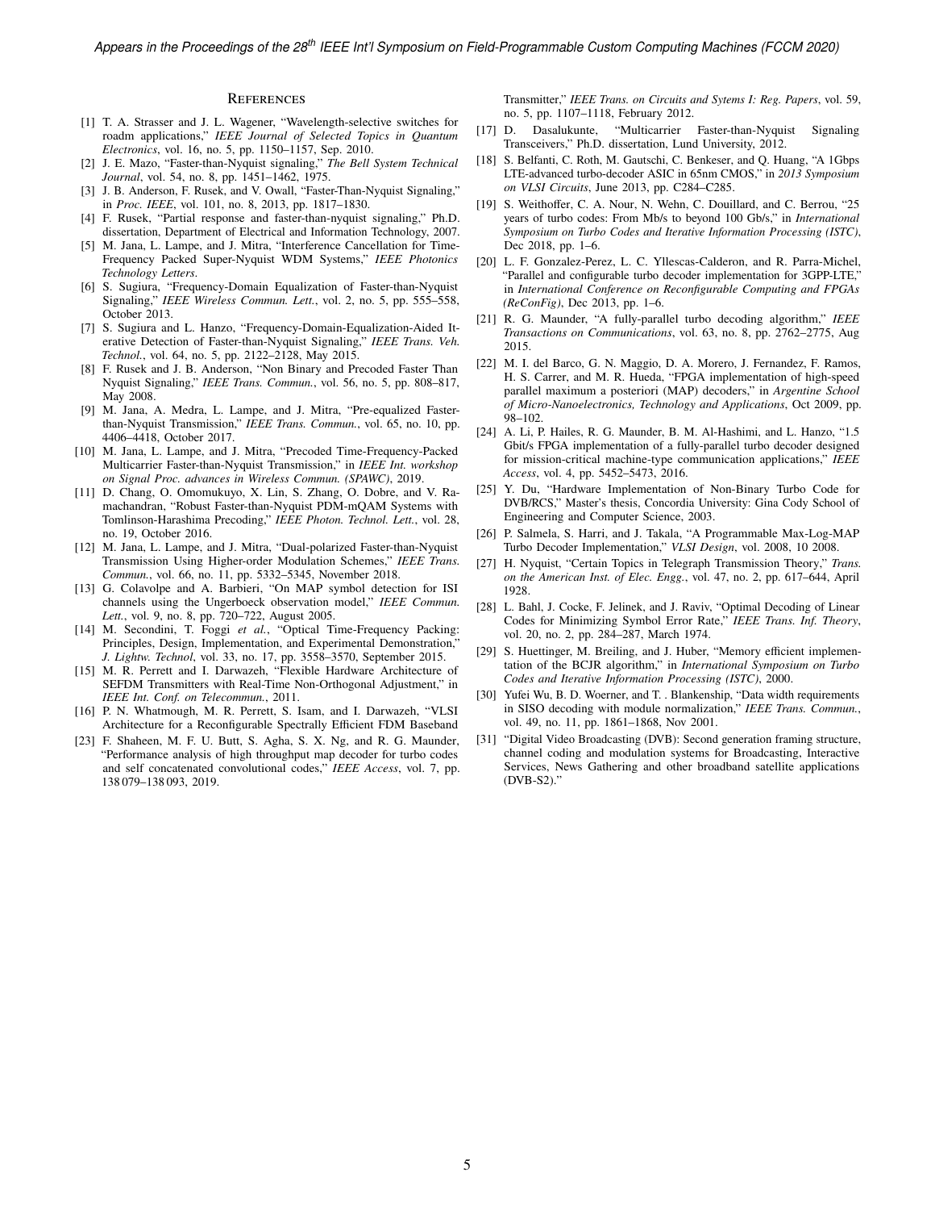## References

[1] T. A. Strasser and J. L. Wagener, "Wavelength-selective switches for roadm applications," *IEEE Journal of Selected Topics in Quantum Electronics*, vol. 16, no. 5, pp. 1150–1157, Sep. 2010.

[2] J. E. Mazo, "Faster-than-Nyquist signaling," *The Bell System Technical Journal*, vol. 54, no. 8, pp. 1451–1462, 1975.

[3] J. B. Anderson, F. Rusek, and V. Owall, "Faster-Than-Nyquist Signaling," in *Proc. IEEE*, vol. 101, no. 8, 2013, pp. 1817–1830.

[4] F. Rusek, "Partial response and faster-than-nyquist signaling," Ph.D. dissertation, Department of Electrical and Information Technology, 2007.

[5] M. Jana, L. Lampe, and J. Mitra, "Interference Cancellation for Time-Frequency Packed Super-Nyquist WDM Systems," *IEEE Photonics Technology Letters*.

[6] S. Sugiura, "Frequency-Domain Equalization of Faster-than-Nyquist Signaling," *IEEE Wireless Commun. Lett.*, vol. 2, no. 5, pp. 555–558, October 2013.

[7] S. Sugiura and L. Hanzo, "Frequency-Domain-Equalization-Aided Iterative Detection of Faster-than-Nyquist Signaling," *IEEE Trans. Veh. Technol.*, vol. 64, no. 5, pp. 2122–2128, May 2015.

[8] F. Rusek and J. B. Anderson, "Non Binary and Precoded Faster Than Nyquist Signaling," *IEEE Trans. Commun.*, vol. 56, no. 5, pp. 808–817, May 2008.

[9] M. Jana, A. Medra, L. Lampe, and J. Mitra, "Pre-equalized Faster-than-Nyquist Transmission," *IEEE Trans. Commun.*, vol. 65, no. 10, pp. 4406–4418, October 2017.

[10] M. Jana, L. Lampe, and J. Mitra, "Precoded Time-Frequency-Packed Multicarrier Faster-than-Nyquist Transmission," in *IEEE Int. workshop on Signal Proc. advances in Wireless Commun. (SPAWC)*, 2019.

[11] D. Chang, O. Omomukuyo, X. Lin, S. Zhang, O. Dobre, and V. Ramachandran, "Robust Faster-than-Nyquist PDM-mQAM Systems with Tomlinson-Harashima Precoding," *IEEE Photon. Technol. Lett.*, vol. 28, no. 19, October 2016.

[12] M. Jana, L. Lampe, and J. Mitra, "Dual-polarized Faster-than-Nyquist Transmission Using Higher-order Modulation Schemes," *IEEE Trans. Commun.*, vol. 66, no. 11, pp. 5332–5345, November 2018.

[13] G. Colavolpe and A. Barbieri, "On MAP symbol detection for ISI channels using the Ungerboeck observation model," *IEEE Commun. Lett.*, vol. 9, no. 8, pp. 720–722, August 2005.

[14] M. Secondini, T. Foggi *et al.*, "Optical Time-Frequency Packing: Principles, Design, Implementation, and Experimental Demonstration," *J. Lightw. Technol*, vol. 33, no. 17, pp. 3558–3570, September 2015.

[15] M. R. Perrett and I. Darwazeh, "Flexible Hardware Architecture of SEFDM Transmitters with Real-Time Non-Orthogonal Adjustment," in *IEEE Int. Conf. on Telecommun.*, 2011.

[16] P. N. Whatmough, M. R. Perrett, S. Isam, and I. Darwazeh, "VLSI Architecture for a Reconfigurable Spectrally Efficient FDM Baseband Transmitter," *IEEE Trans. on Circuits and Sytems I: Reg. Papers*, vol. 59, no. 5, pp. 1107–1118, February 2012.

[23] F. Shaheen, M. F. U. Butt, S. Agha, S. X. Ng, and R. G. Maunder, "Performance analysis of high throughput map decoder for turbo codes and self concatenated convolutional codes," *IEEE Access*, vol. 7, pp. 138 079–138 093, 2019.

[17] D. Dasalukunte, "Multicarrier Faster-than-Nyquist Signaling Transceivers," Ph.D. dissertation, Lund University, 2012.

[18] S. Belfanti, C. Roth, M. Gautschi, C. Benkeser, and Q. Huang, "A 1Gbps LTE-advanced turbo-decoder ASIC in 65nm CMOS," in *2013 Symposium on VLSI Circuits*, June 2013, pp. C284–C285.

[19] S. Weithoffer, C. A. Nour, N. Wehn, C. Douillard, and C. Berrou, "25 years of turbo codes: From Mb/s to beyond 100 Gb/s," in *International Symposium on Turbo Codes and Iterative Information Processing (ISTC)*, Dec 2018, pp. 1–6.

[20] L. F. Gonzalez-Perez, L. C. Yllescas-Calderon, and R. Parra-Michel, "Parallel and configurable turbo decoder implementation for 3GPP-LTE," in *International Conference on Reconfigurable Computing and FPGAs (ReConFig)*, Dec 2013, pp. 1–6.

[21] R. G. Maunder, "A fully-parallel turbo decoding algorithm," *IEEE Transactions on Communications*, vol. 63, no. 8, pp. 2762–2775, Aug 2015.

[22] M. I. del Barco, G. N. Maggio, D. A. Morero, J. Fernandez, F. Ramos, H. S. Carrer, and M. R. Hueda, "FPGA implementation of high-speed parallel maximum a posteriori (MAP) decoders," in *Argentine School of Micro-Nanoelectronics, Technology and Applications*, Oct 2009, pp. 98–102.

[24] A. Li, P. Hailes, R. G. Maunder, B. M. Al-Hashimi, and L. Hanzo, "1.5 Gbit/s FPGA implementation of a fully-parallel turbo decoder designed for mission-critical machine-type communication applications," *IEEE Access*, vol. 4, pp. 5452–5473, 2016.

[25] Y. Du, "Hardware Implementation of Non-Binary Turbo Code for DVB/RCS," Master's thesis, Concordia University: Gina Cody School of Engineering and Computer Science, 2003.

[26] P. Salmela, S. Harri, and J. Takala, "A Programmable Max-Log-MAP Turbo Decoder Implementation," *VLSI Design*, vol. 2008, 10 2008.

[27] H. Nyquist, "Certain Topics in Telegraph Transmission Theory," *Trans. on the American Inst. of Elec. Engg.*, vol. 47, no. 2, pp. 617–644, April 1928.

[28] L. Bahl, J. Cocke, F. Jelinek, and J. Raviv, "Optimal Decoding of Linear Codes for Minimizing Symbol Error Rate," *IEEE Trans. Inf. Theory*, vol. 20, no. 2, pp. 284–287, March 1974.

[29] S. Huettinger, M. Breiling, and J. Huber, "Memory efficient implementation of the BCJR algorithm," in *International Symposium on Turbo Codes and Iterative Information Processing (ISTC)*, 2000.

[30] Yufei Wu, B. D. Woerner, and T. . Blankenship, "Data width requirements in SISO decoding with module normalization," *IEEE Trans. Commun.*, vol. 49, no. 11, pp. 1861–1868, Nov 2001.

[31] "Digital Video Broadcasting (DVB): Second generation framing structure, channel coding and modulation systems for Broadcasting, Interactive Services, News Gathering and other broadband satellite applications (DVB-S2)."